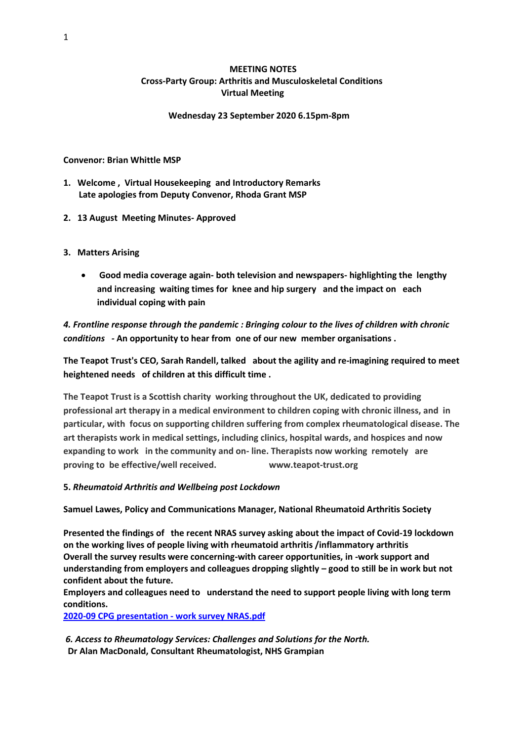**MEETING NOTES**
**Cross-Party Group: Arthritis and Musculoskeletal Conditions**
**Virtual Meeting**

**Wednesday 23 September 2020 6.15pm-8pm**

**Convenor: Brian Whittle MSP**

1. **Welcome , Virtual Housekeeping and Introductory Remarks**
   **Late apologies from Deputy Convenor, Rhoda Grant MSP**

2. **13 August Meeting Minutes- Approved**

3. **Matters Arising**

   - **Good media coverage again- both television and newspapers- highlighting the lengthy and increasing waiting times for knee and hip surgery and the impact on each individual coping with pain**

***4. Frontline response through the pandemic : Bringing colour to the lives of children with chronic conditions*** **- An opportunity to hear from one of our new member organisations .**

**The Teapot Trust's CEO, Sarah Randell, talked about the agility and re-imagining required to meet heightened needs of children at this difficult time .**

**The Teapot Trust is a Scottish charity working throughout the UK, dedicated to providing professional art therapy in a medical environment to children coping with chronic illness, and in particular, with focus on supporting children suffering from complex rheumatological disease. The art therapists work in medical settings, including clinics, hospital wards, and hospices and now expanding to work in the community and on- line. Therapists now working remotely are proving to be effective/well received. www.teapot-trust.org**

**5.** ***Rheumatoid Arthritis and Wellbeing post Lockdown***

**Samuel Lawes, Policy and Communications Manager, National Rheumatoid Arthritis Society**

**Presented the findings of the recent NRAS survey asking about the impact of Covid-19 lockdown on the working lives of people living with rheumatoid arthritis /inflammatory arthritis**
**Overall the survey results were concerning-with career opportunities, in -work support and understanding from employers and colleagues dropping slightly – good to still be in work but not confident about the future.**
**Employers and colleagues need to understand the need to support people living with long term conditions.**
[2020-09 CPG presentation - work survey NRAS.pdf]

***6. Access to Rheumatology Services: Challenges and Solutions for the North.***
**Dr Alan MacDonald, Consultant Rheumatologist, NHS Grampian**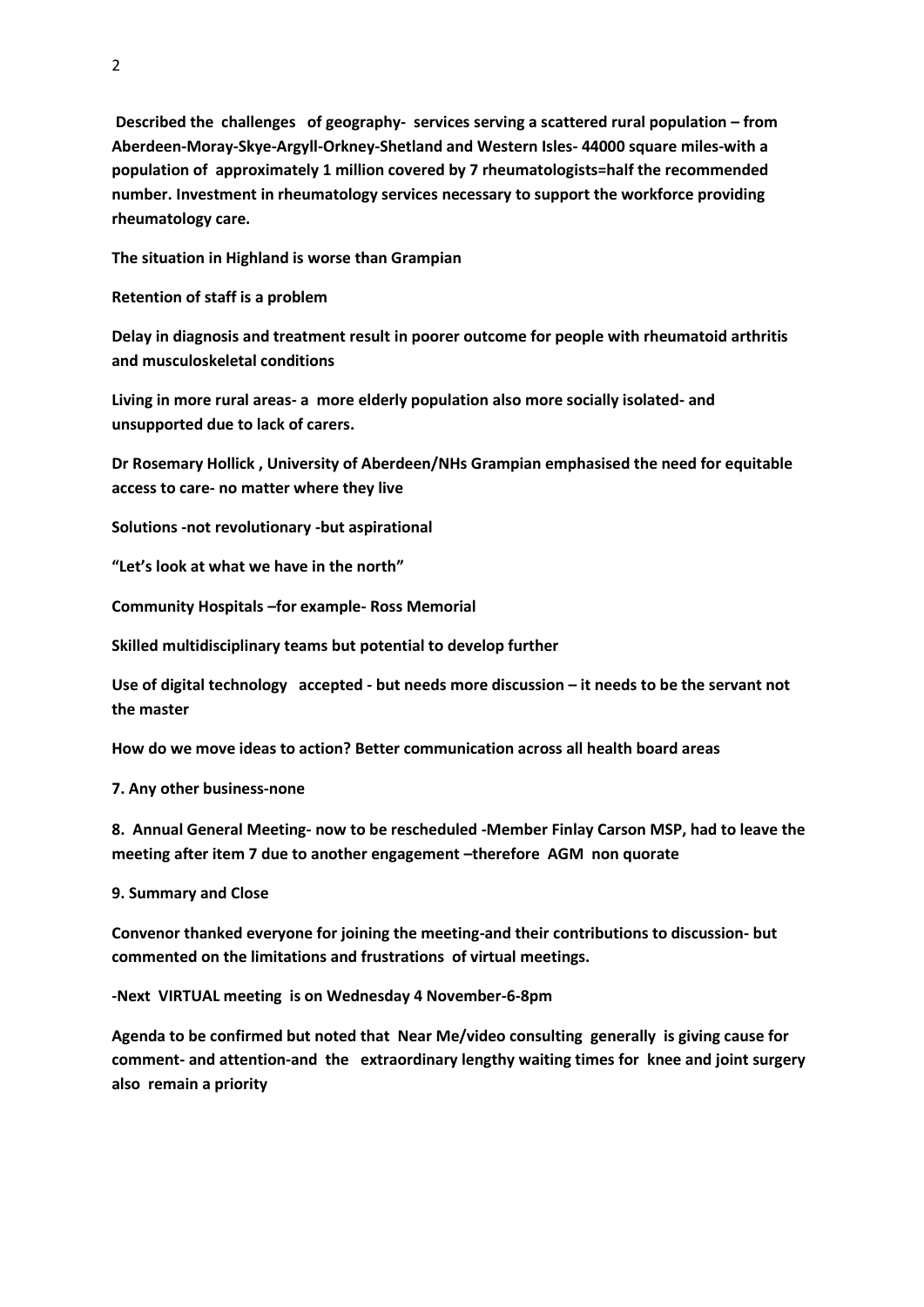**Described the challenges of geography- services serving a scattered rural population – from Aberdeen-Moray-Skye-Argyll-Orkney-Shetland and Western Isles- 44000 square miles-with a population of approximately 1 million covered by 7 rheumatologists=half the recommended number. Investment in rheumatology services necessary to support the workforce providing rheumatology care.**

**The situation in Highland is worse than Grampian**

**Retention of staff is a problem**

**Delay in diagnosis and treatment result in poorer outcome for people with rheumatoid arthritis and musculoskeletal conditions**

**Living in more rural areas- a more elderly population also more socially isolated- and unsupported due to lack of carers.**

**Dr Rosemary Hollick , University of Aberdeen/NHs Grampian emphasised the need for equitable access to care- no matter where they live**

**Solutions -not revolutionary -but aspirational**

**"Let's look at what we have in the north"**

**Community Hospitals –for example- Ross Memorial**

**Skilled multidisciplinary teams but potential to develop further**

**Use of digital technology accepted - but needs more discussion – it needs to be the servant not the master**

**How do we move ideas to action? Better communication across all health board areas**

**7. Any other business-none**

**8. Annual General Meeting- now to be rescheduled -Member Finlay Carson MSP, had to leave the meeting after item 7 due to another engagement –therefore AGM non quorate**

**9. Summary and Close**

**Convenor thanked everyone for joining the meeting-and their contributions to discussion- but commented on the limitations and frustrations of virtual meetings.**

**-Next VIRTUAL meeting is on Wednesday 4 November-6-8pm**

**Agenda to be confirmed but noted that Near Me/video consulting generally is giving cause for comment- and attention-and the extraordinary lengthy waiting times for knee and joint surgery also remain a priority**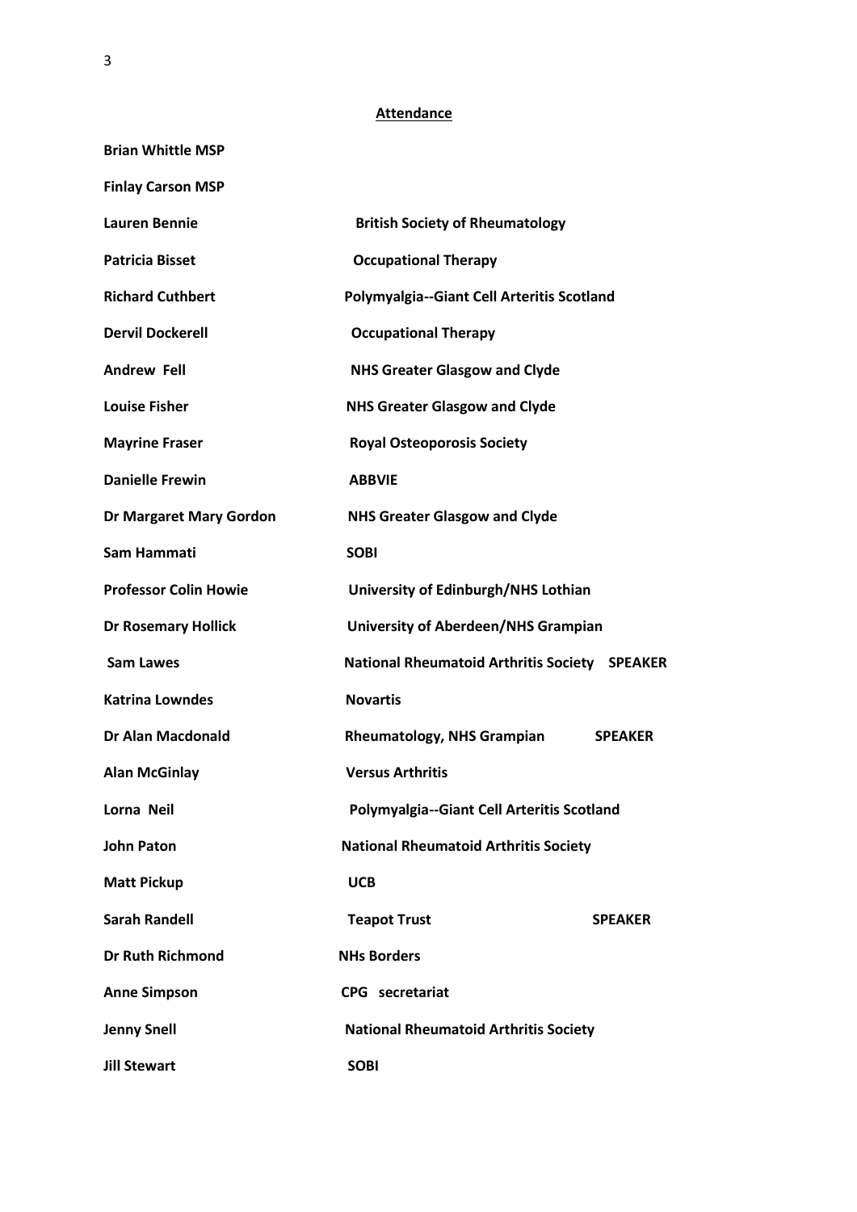**Attendance**

| | | |
|---|---|---|
| **Brian Whittle MSP** | | |
| **Finlay Carson MSP** | | |
| **Lauren Bennie** | **British Society of Rheumatology** | |
| **Patricia Bisset** | **Occupational Therapy** | |
| **Richard Cuthbert** | **Polymyalgia--Giant Cell Arteritis Scotland** | |
| **Dervil Dockerell** | **Occupational Therapy** | |
| **Andrew Fell** | **NHS Greater Glasgow and Clyde** | |
| **Louise Fisher** | **NHS Greater Glasgow and Clyde** | |
| **Mayrine Fraser** | **Royal Osteoporosis Society** | |
| **Danielle Frewin** | **ABBVIE** | |
| **Dr Margaret Mary Gordon** | **NHS Greater Glasgow and Clyde** | |
| **Sam Hammati** | **SOBI** | |
| **Professor Colin Howie** | **University of Edinburgh/NHS Lothian** | |
| **Dr Rosemary Hollick** | **University of Aberdeen/NHS Grampian** | |
| **Sam Lawes** | **National Rheumatoid Arthritis Society** | **SPEAKER** |
| **Katrina Lowndes** | **Novartis** | |
| **Dr Alan Macdonald** | **Rheumatology, NHS Grampian** | **SPEAKER** |
| **Alan McGinlay** | **Versus Arthritis** | |
| **Lorna Neil** | **Polymyalgia--Giant Cell Arteritis Scotland** | |
| **John Paton** | **National Rheumatoid Arthritis Society** | |
| **Matt Pickup** | **UCB** | |
| **Sarah Randell** | **Teapot Trust** | **SPEAKER** |
| **Dr Ruth Richmond** | **NHs Borders** | |
| **Anne Simpson** | **CPG secretariat** | |
| **Jenny Snell** | **National Rheumatoid Arthritis Society** | |
| **Jill Stewart** | **SOBI** | |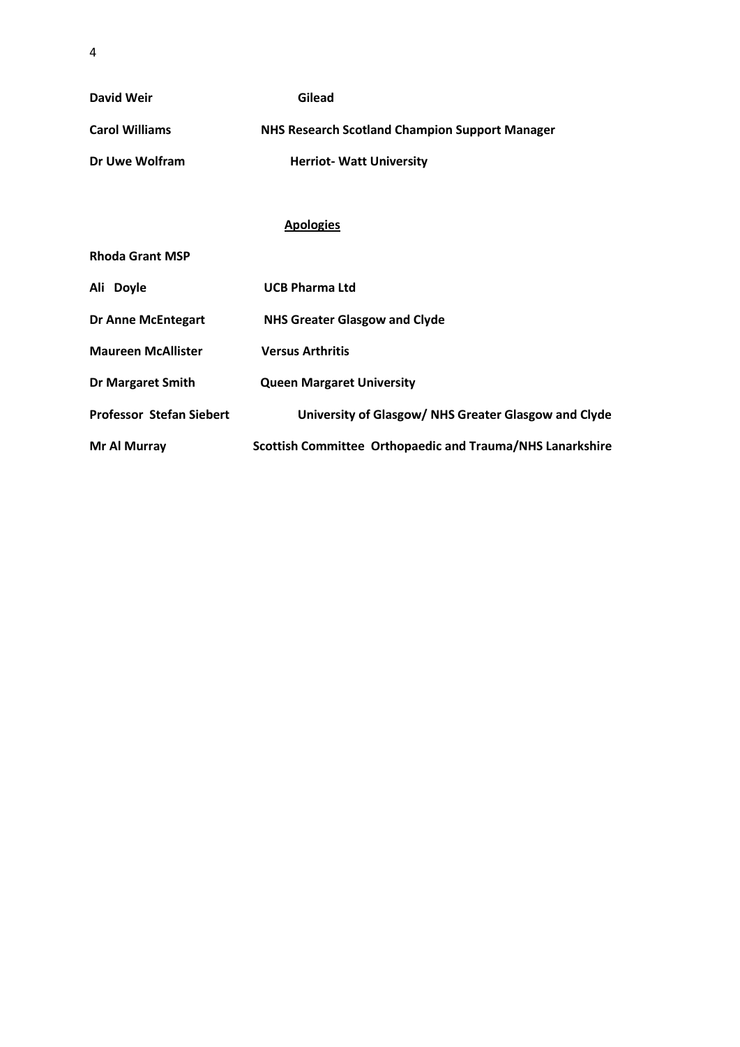**David Weir** **Gilead**

**Carol Williams** **NHS Research Scotland Champion Support Manager**

**Dr Uwe Wolfram** **Herriot- Watt University**

**Apologies**

**Rhoda Grant MSP**

**Ali Doyle** **UCB Pharma Ltd**

**Dr Anne McEntegart** **NHS Greater Glasgow and Clyde**

**Maureen McAllister** **Versus Arthritis**

**Dr Margaret Smith** **Queen Margaret University**

**Professor Stefan Siebert** **University of Glasgow/ NHS Greater Glasgow and Clyde**

**Mr Al Murray** **Scottish Committee Orthopaedic and Trauma/NHS Lanarkshire**